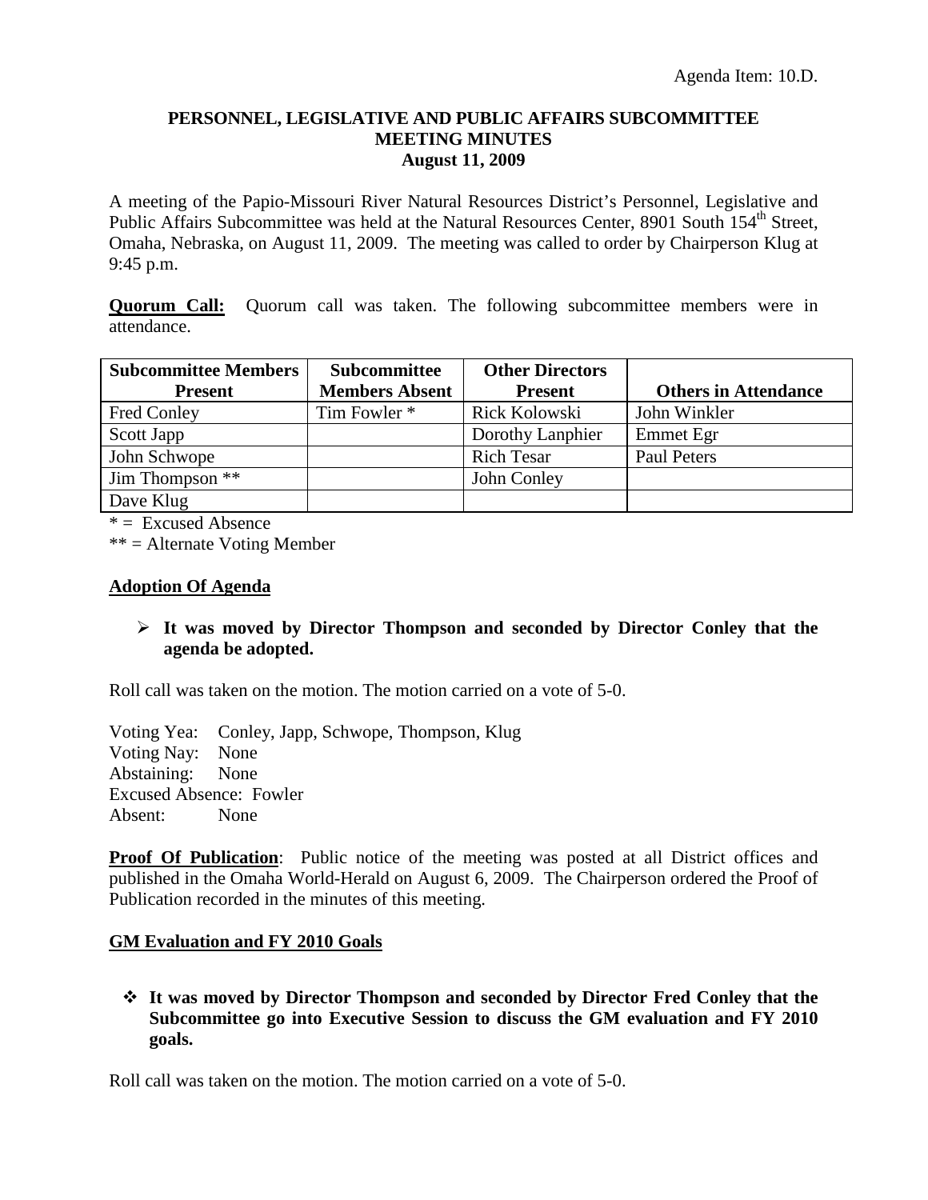Agenda Item: 10.D.

**PERSONNEL, LEGISLATIVE AND PUBLIC AFFAIRS SUBCOMMITTEE**
**MEETING MINUTES**
**August 11, 2009**

A meeting of the Papio-Missouri River Natural Resources District's Personnel, Legislative and Public Affairs Subcommittee was held at the Natural Resources Center, 8901 South 154th Street, Omaha, Nebraska, on August 11, 2009. The meeting was called to order by Chairperson Klug at 9:45 p.m.

**Quorum Call:** Quorum call was taken. The following subcommittee members were in attendance.

| Subcommittee Members Present | Subcommittee Members Absent | Other Directors Present | Others in Attendance |
|---|---|---|---|
| Fred Conley | Tim Fowler * | Rick Kolowski | John Winkler |
| Scott Japp | | Dorothy Lanphier | Emmet Egr |
| John Schwope | | Rich Tesar | Paul Peters |
| Jim Thompson ** | | John Conley | |
| Dave Klug | | | |

* = Excused Absence
** = Alternate Voting Member

**Adoption Of Agenda**

- **It was moved by Director Thompson and seconded by Director Conley that the agenda be adopted.**

Roll call was taken on the motion. The motion carried on a vote of 5-0.

Voting Yea: Conley, Japp, Schwope, Thompson, Klug
Voting Nay: None
Abstaining: None
Excused Absence: Fowler
Absent: None

**Proof Of Publication**: Public notice of the meeting was posted at all District offices and published in the Omaha World-Herald on August 6, 2009. The Chairperson ordered the Proof of Publication recorded in the minutes of this meeting.

**GM Evaluation and FY 2010 Goals**

- **It was moved by Director Thompson and seconded by Director Fred Conley that the Subcommittee go into Executive Session to discuss the GM evaluation and FY 2010 goals.**

Roll call was taken on the motion. The motion carried on a vote of 5-0.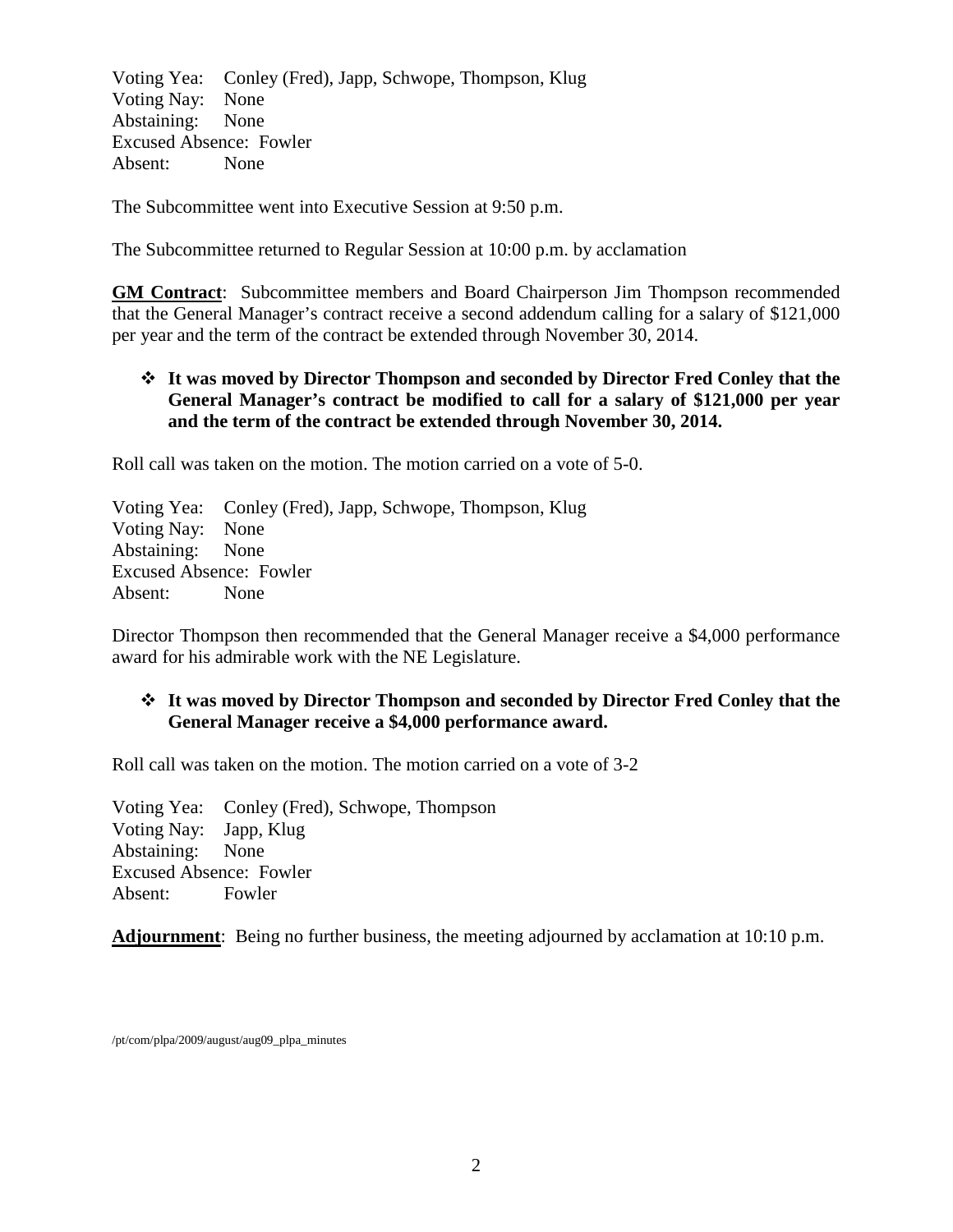Voting Yea: Conley (Fred), Japp, Schwope, Thompson, Klug
Voting Nay: None
Abstaining: None
Excused Absence: Fowler
Absent: None

The Subcommittee went into Executive Session at 9:50 p.m.

The Subcommittee returned to Regular Session at 10:00 p.m. by acclamation

**GM Contract**: Subcommittee members and Board Chairperson Jim Thompson recommended that the General Manager's contract receive a second addendum calling for a salary of $121,000 per year and the term of the contract be extended through November 30, 2014.

- **It was moved by Director Thompson and seconded by Director Fred Conley that the General Manager's contract be modified to call for a salary of $121,000 per year and the term of the contract be extended through November 30, 2014.**

Roll call was taken on the motion. The motion carried on a vote of 5-0.

Voting Yea: Conley (Fred), Japp, Schwope, Thompson, Klug
Voting Nay: None
Abstaining: None
Excused Absence: Fowler
Absent: None

Director Thompson then recommended that the General Manager receive a $4,000 performance award for his admirable work with the NE Legislature.

- **It was moved by Director Thompson and seconded by Director Fred Conley that the General Manager receive a $4,000 performance award.**

Roll call was taken on the motion. The motion carried on a vote of 3-2

Voting Yea: Conley (Fred), Schwope, Thompson
Voting Nay: Japp, Klug
Abstaining: None
Excused Absence: Fowler
Absent: Fowler

**Adjournment**: Being no further business, the meeting adjourned by acclamation at 10:10 p.m.

/pt/com/plpa/2009/august/aug09_plpa_minutes